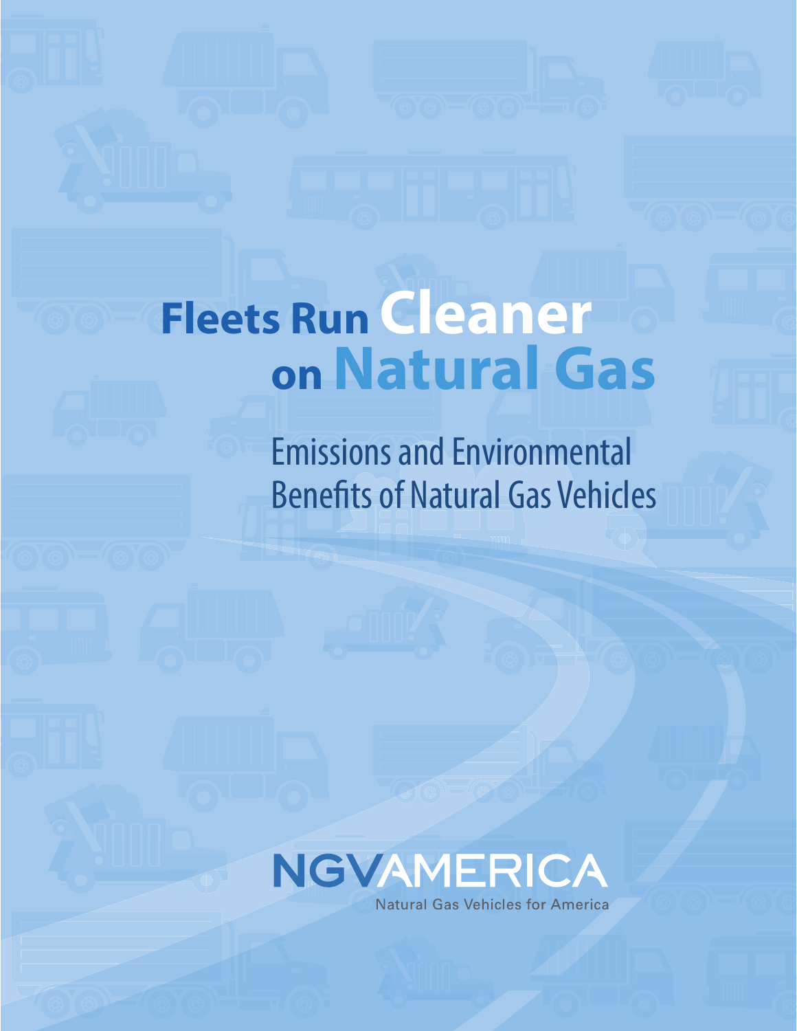# Fleets Run Cleaner on Natural Gas

## Emissions and Environmental Benefits of Natural Gas Vehicles

NGVAMERICA

Natural Gas Vehicles for America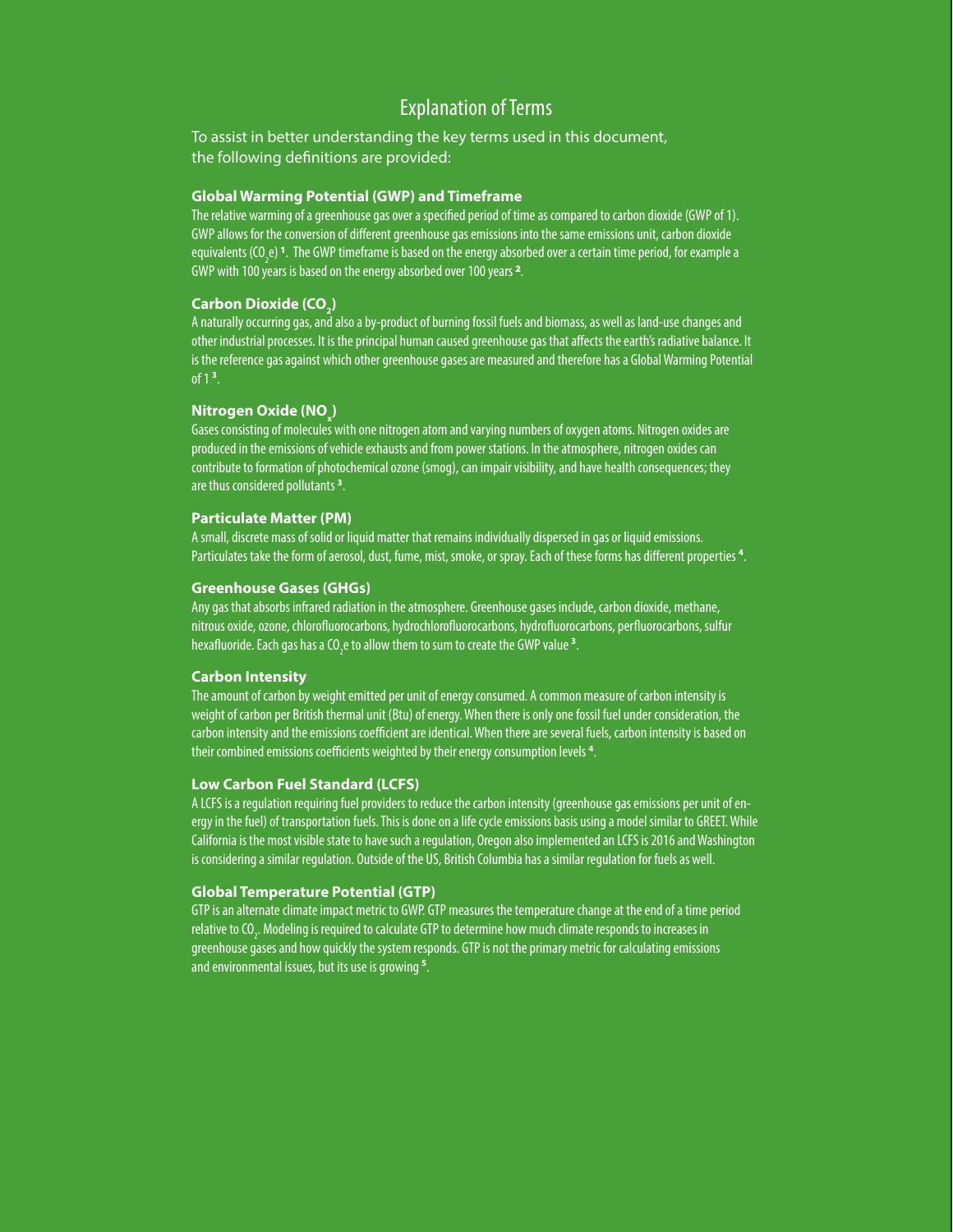# Explanation of Terms

To assist in better understanding the key terms used in this document, the following definitions are provided:

### Global Warming Potential (GWP) and Timeframe

The relative warming of a greenhouse gas over a specified period of time as compared to carbon dioxide (GWP of 1). GWP allows for the conversion of different greenhouse gas emissions into the same emissions unit, carbon dioxide equivalents ($CO_2e$) [1]. The GWP timeframe is based on the energy absorbed over a certain time period, for example a GWP with 100 years is based on the energy absorbed over 100 years [2].

### Carbon Dioxide ($CO_2$)

A naturally occurring gas, and also a by-product of burning fossil fuels and biomass, as well as land-use changes and other industrial processes. It is the principal human caused greenhouse gas that affects the earth's radiative balance. It is the reference gas against which other greenhouse gases are measured and therefore has a Global Warming Potential of 1 [3].

### Nitrogen Oxide ($NO_x$)

Gases consisting of molecules with one nitrogen atom and varying numbers of oxygen atoms. Nitrogen oxides are produced in the emissions of vehicle exhausts and from power stations. In the atmosphere, nitrogen oxides can contribute to formation of photochemical ozone (smog), can impair visibility, and have health consequences; they are thus considered pollutants [3].

### Particulate Matter (PM)

A small, discrete mass of solid or liquid matter that remains individually dispersed in gas or liquid emissions. Particulates take the form of aerosol, dust, fume, mist, smoke, or spray. Each of these forms has different properties [4].

### Greenhouse Gases (GHGs)

Any gas that absorbs infrared radiation in the atmosphere. Greenhouse gases include, carbon dioxide, methane, nitrous oxide, ozone, chlorofluorocarbons, hydrochlorofluorocarbons, hydrofluorocarbons, perfluorocarbons, sulfur hexafluoride. Each gas has a $CO_2e$ to allow them to sum to create the GWP value [3].

### Carbon Intensity

The amount of carbon by weight emitted per unit of energy consumed. A common measure of carbon intensity is weight of carbon per British thermal unit (Btu) of energy. When there is only one fossil fuel under consideration, the carbon intensity and the emissions coefficient are identical. When there are several fuels, carbon intensity is based on their combined emissions coefficients weighted by their energy consumption levels [4].

### Low Carbon Fuel Standard (LCFS)

A LCFS is a regulation requiring fuel providers to reduce the carbon intensity (greenhouse gas emissions per unit of energy in the fuel) of transportation fuels. This is done on a life cycle emissions basis using a model similar to GREET. While California is the most visible state to have such a regulation, Oregon also implemented an LCFS is 2016 and Washington is considering a similar regulation. Outside of the US, British Columbia has a similar regulation for fuels as well.

### Global Temperature Potential (GTP)

GTP is an alternate climate impact metric to GWP. GTP measures the temperature change at the end of a time period relative to $CO_2$. Modeling is required to calculate GTP to determine how much climate responds to increases in greenhouse gases and how quickly the system responds. GTP is not the primary metric for calculating emissions and environmental issues, but its use is growing [5].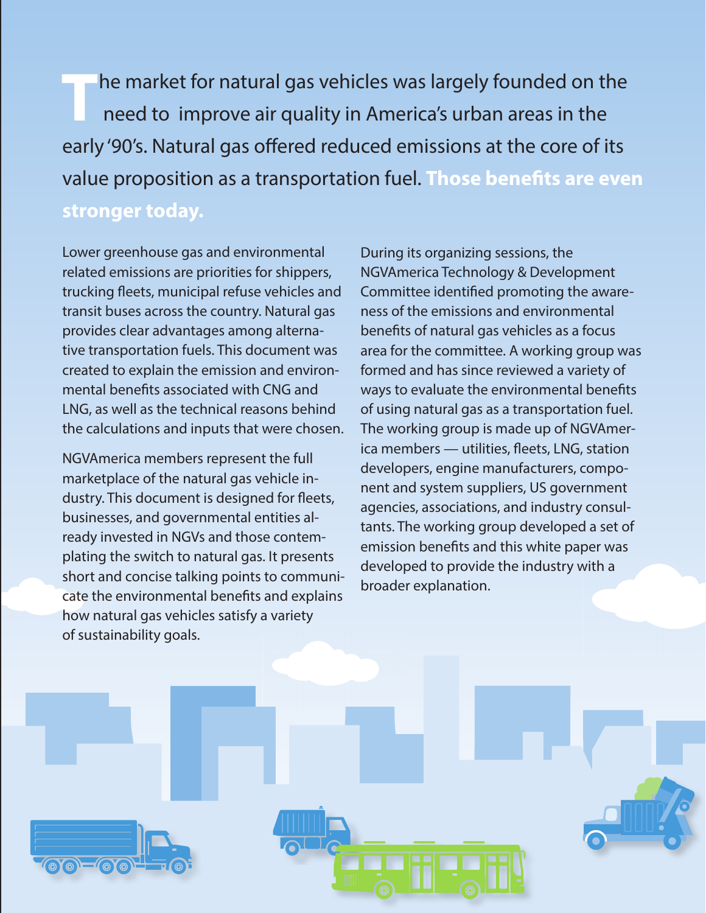The market for natural gas vehicles was largely founded on the need to improve air quality in America's urban areas in the early '90's. Natural gas offered reduced emissions at the core of its value proposition as a transportation fuel. **Those benefits are even stronger today.**

Lower greenhouse gas and environmental related emissions are priorities for shippers, trucking fleets, municipal refuse vehicles and transit buses across the country. Natural gas provides clear advantages among alternative transportation fuels. This document was created to explain the emission and environmental benefits associated with CNG and LNG, as well as the technical reasons behind the calculations and inputs that were chosen.

NGVAmerica members represent the full marketplace of the natural gas vehicle industry. This document is designed for fleets, businesses, and governmental entities already invested in NGVs and those contemplating the switch to natural gas. It presents short and concise talking points to communicate the environmental benefits and explains how natural gas vehicles satisfy a variety of sustainability goals.

During its organizing sessions, the NGVAmerica Technology & Development Committee identified promoting the awareness of the emissions and environmental benefits of natural gas vehicles as a focus area for the committee. A working group was formed and has since reviewed a variety of ways to evaluate the environmental benefits of using natural gas as a transportation fuel. The working group is made up of NGVAmerica members — utilities, fleets, LNG, station developers, engine manufacturers, component and system suppliers, US government agencies, associations, and industry consultants. The working group developed a set of emission benefits and this white paper was developed to provide the industry with a broader explanation.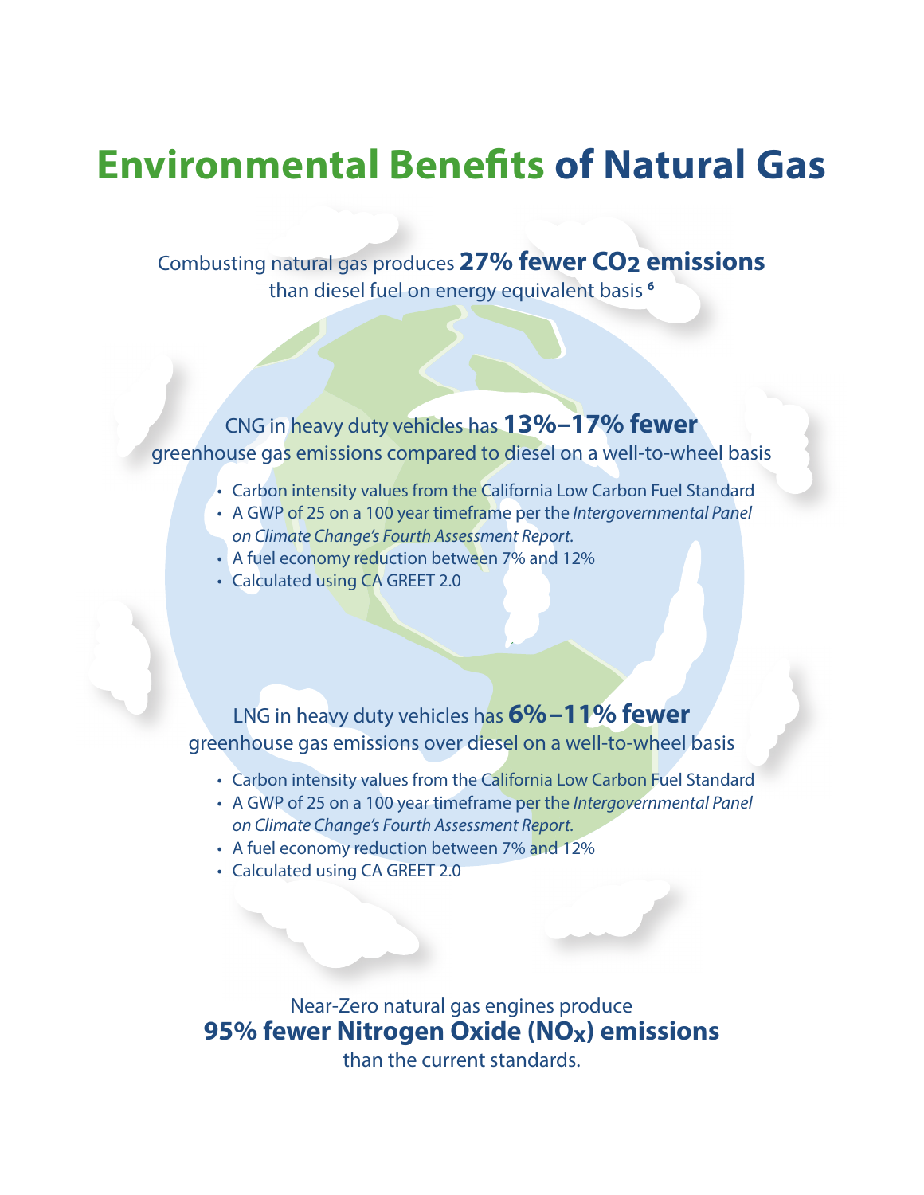# Environmental Benefits of Natural Gas

Combusting natural gas produces **27% fewer $CO_2$ emissions** than diesel fuel on energy equivalent basis [6]

CNG in heavy duty vehicles has **13%–17% fewer** greenhouse gas emissions compared to diesel on a well-to-wheel basis

- Carbon intensity values from the California Low Carbon Fuel Standard
- A GWP of 25 on a 100 year timeframe per the *Intergovernmental Panel on Climate Change's Fourth Assessment Report.*
- A fuel economy reduction between 7% and 12%
- Calculated using CA GREET 2.0

LNG in heavy duty vehicles has **6%–11% fewer** greenhouse gas emissions over diesel on a well-to-wheel basis

- Carbon intensity values from the California Low Carbon Fuel Standard
- A GWP of 25 on a 100 year timeframe per the *Intergovernmental Panel on Climate Change's Fourth Assessment Report.*
- A fuel economy reduction between 7% and 12%
- Calculated using CA GREET 2.0

Near-Zero natural gas engines produce **95% fewer Nitrogen Oxide ($NO_X$) emissions** than the current standards.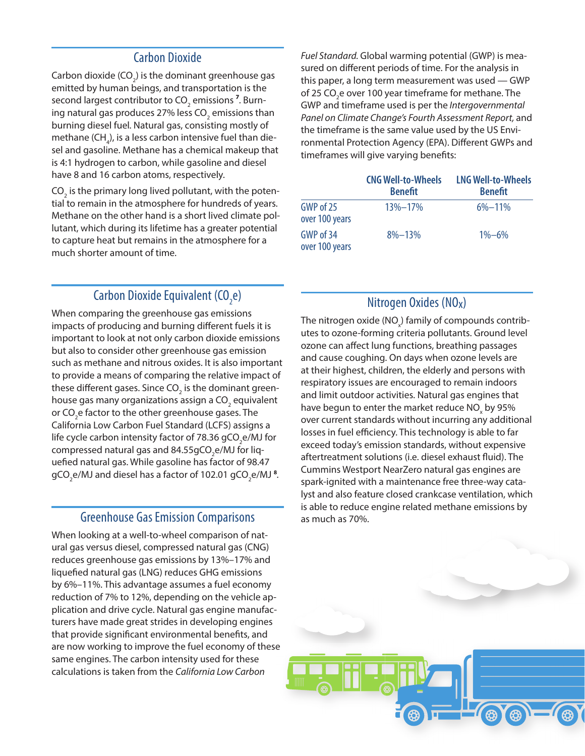## Carbon Dioxide

Carbon dioxide ($CO_2$) is the dominant greenhouse gas emitted by human beings, and transportation is the second largest contributor to $CO_2$ emissions [7]. Burning natural gas produces 27% less $CO_2$ emissions than burning diesel fuel. Natural gas, consisting mostly of methane ($CH_4$), is a less carbon intensive fuel than diesel and gasoline. Methane has a chemical makeup that is 4:1 hydrogen to carbon, while gasoline and diesel have 8 and 16 carbon atoms, respectively.

$CO_2$ is the primary long lived pollutant, with the potential to remain in the atmosphere for hundreds of years. Methane on the other hand is a short lived climate pollutant, which during its lifetime has a greater potential to capture heat but remains in the atmosphere for a much shorter amount of time.

## Carbon Dioxide Equivalent ($CO_2e$)

When comparing the greenhouse gas emissions impacts of producing and burning different fuels it is important to look at not only carbon dioxide emissions but also to consider other greenhouse gas emission such as methane and nitrous oxides. It is also important to provide a means of comparing the relative impact of these different gases. Since $CO_2$ is the dominant greenhouse gas many organizations assign a $CO_2$ equivalent or $CO_2e$ factor to the other greenhouse gases. The California Low Carbon Fuel Standard (LCFS) assigns a life cycle carbon intensity factor of 78.36 $gCO_2e/MJ$ for compressed natural gas and 84.55$gCO_2e/MJ$ for liquefied natural gas. While gasoline has factor of 98.47 $gCO_2e/MJ$ and diesel has a factor of 102.01 $gCO_2e/MJ$ [8].

## Greenhouse Gas Emission Comparisons

When looking at a well-to-wheel comparison of natural gas versus diesel, compressed natural gas (CNG) reduces greenhouse gas emissions by 13%–17% and liquefied natural gas (LNG) reduces GHG emissions by 6%–11%. This advantage assumes a fuel economy reduction of 7% to 12%, depending on the vehicle application and drive cycle. Natural gas engine manufacturers have made great strides in developing engines that provide significant environmental benefits, and are now working to improve the fuel economy of these same engines. The carbon intensity used for these calculations is taken from the *California Low Carbon Fuel Standard.* Global warming potential (GWP) is measured on different periods of time. For the analysis in this paper, a long term measurement was used — GWP of 25 $CO_2e$ over 100 year timeframe for methane. The GWP and timeframe used is per the *Intergovernmental Panel on Climate Change's Fourth Assessment Report,* and the timeframe is the same value used by the US Environmental Protection Agency (EPA). Different GWPs and timeframes will give varying benefits:

| | CNG Well-to-Wheels Benefit | LNG Well-to-Wheels Benefit |
|---|---|---|
| GWP of 25 over 100 years | 13%–17% | 6%–11% |
| GWP of 34 over 100 years | 8%–13% | 1%–6% |

## Nitrogen Oxides ($NO_x$)

The nitrogen oxide ($NO_x$) family of compounds contributes to ozone-forming criteria pollutants. Ground level ozone can affect lung functions, breathing passages and cause coughing. On days when ozone levels are at their highest, children, the elderly and persons with respiratory issues are encouraged to remain indoors and limit outdoor activities. Natural gas engines that have begun to enter the market reduce $NO_x$ by 95% over current standards without incurring any additional losses in fuel efficiency. This technology is able to far exceed today's emission standards, without expensive aftertreatment solutions (i.e. diesel exhaust fluid). The Cummins Westport NearZero natural gas engines are spark-ignited with a maintenance free three-way catalyst and also feature closed crankcase ventilation, which is able to reduce engine related methane emissions by as much as 70%.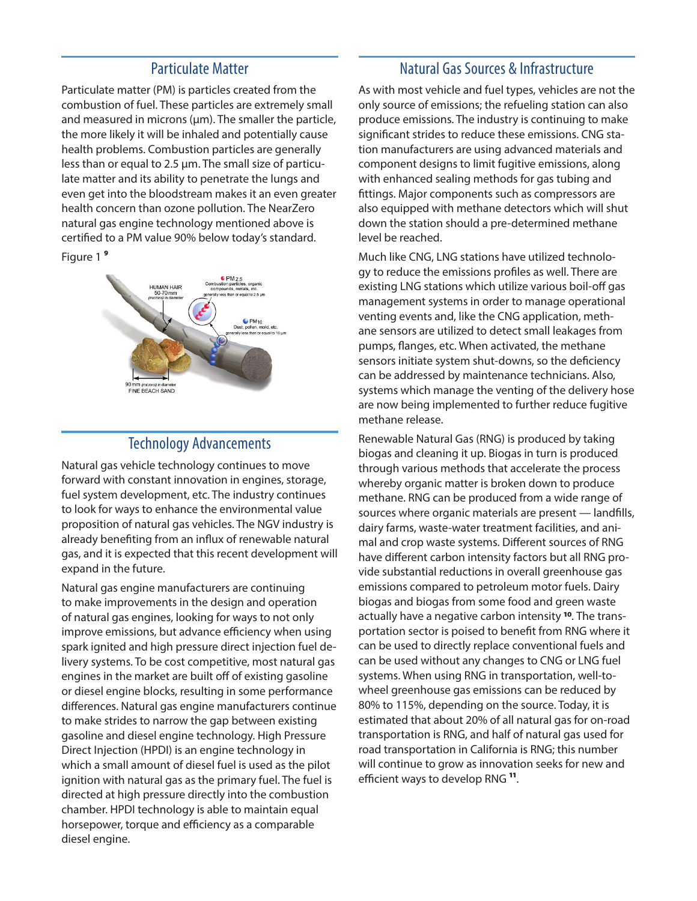## Particulate Matter

Particulate matter (PM) is particles created from the combustion of fuel. These particles are extremely small and measured in microns (µm). The smaller the particle, the more likely it will be inhaled and potentially cause health problems. Combustion particles are generally less than or equal to 2.5 µm. The small size of particulate matter and its ability to penetrate the lungs and even get into the bloodstream makes it an even greater health concern than ozone pollution. The NearZero natural gas engine technology mentioned above is certified to a PM value 90% below today's standard.

Figure 1 [9]

## Technology Advancements

Natural gas vehicle technology continues to move forward with constant innovation in engines, storage, fuel system development, etc. The industry continues to look for ways to enhance the environmental value proposition of natural gas vehicles. The NGV industry is already benefiting from an influx of renewable natural gas, and it is expected that this recent development will expand in the future.

Natural gas engine manufacturers are continuing to make improvements in the design and operation of natural gas engines, looking for ways to not only improve emissions, but advance efficiency when using spark ignited and high pressure direct injection fuel delivery systems. To be cost competitive, most natural gas engines in the market are built off of existing gasoline or diesel engine blocks, resulting in some performance differences. Natural gas engine manufacturers continue to make strides to narrow the gap between existing gasoline and diesel engine technology. High Pressure Direct Injection (HPDI) is an engine technology in which a small amount of diesel fuel is used as the pilot ignition with natural gas as the primary fuel. The fuel is directed at high pressure directly into the combustion chamber. HPDI technology is able to maintain equal horsepower, torque and efficiency as a comparable diesel engine.

## Natural Gas Sources & Infrastructure

As with most vehicle and fuel types, vehicles are not the only source of emissions; the refueling station can also produce emissions. The industry is continuing to make significant strides to reduce these emissions. CNG station manufacturers are using advanced materials and component designs to limit fugitive emissions, along with enhanced sealing methods for gas tubing and fittings. Major components such as compressors are also equipped with methane detectors which will shut down the station should a pre-determined methane level be reached.

Much like CNG, LNG stations have utilized technology to reduce the emissions profiles as well. There are existing LNG stations which utilize various boil-off gas management systems in order to manage operational venting events and, like the CNG application, methane sensors are utilized to detect small leakages from pumps, flanges, etc. When activated, the methane sensors initiate system shut-downs, so the deficiency can be addressed by maintenance technicians. Also, systems which manage the venting of the delivery hose are now being implemented to further reduce fugitive methane release.

Renewable Natural Gas (RNG) is produced by taking biogas and cleaning it up. Biogas in turn is produced through various methods that accelerate the process whereby organic matter is broken down to produce methane. RNG can be produced from a wide range of sources where organic materials are present — landfills, dairy farms, waste-water treatment facilities, and animal and crop waste systems. Different sources of RNG have different carbon intensity factors but all RNG provide substantial reductions in overall greenhouse gas emissions compared to petroleum motor fuels. Dairy biogas and biogas from some food and green waste actually have a negative carbon intensity [10]. The transportation sector is poised to benefit from RNG where it can be used to directly replace conventional fuels and can be used without any changes to CNG or LNG fuel systems. When using RNG in transportation, well-to-wheel greenhouse gas emissions can be reduced by 80% to 115%, depending on the source. Today, it is estimated that about 20% of all natural gas for on-road transportation is RNG, and half of natural gas used for road transportation in California is RNG; this number will continue to grow as innovation seeks for new and efficient ways to develop RNG [11].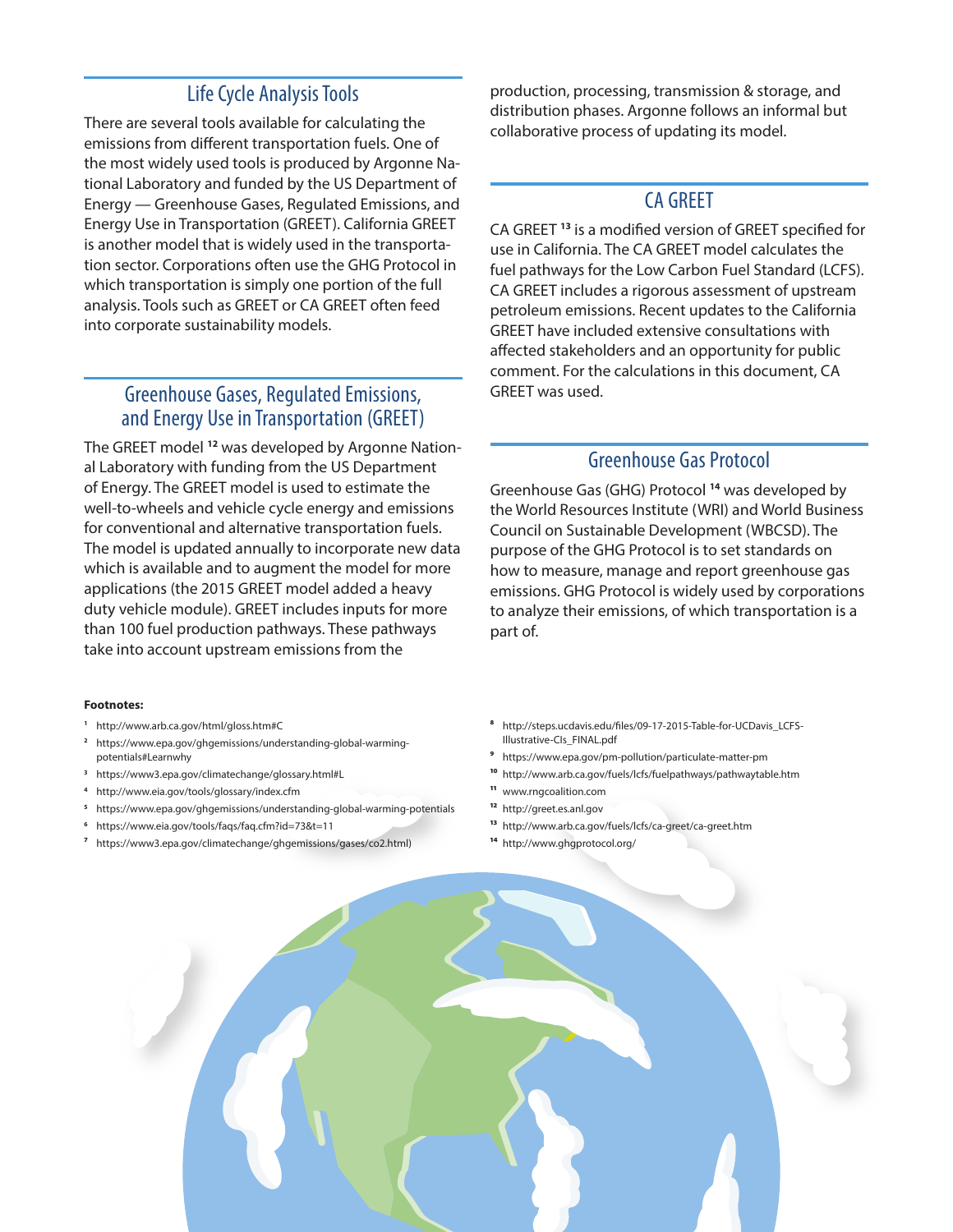## Life Cycle Analysis Tools

There are several tools available for calculating the emissions from different transportation fuels. One of the most widely used tools is produced by Argonne National Laboratory and funded by the US Department of Energy — Greenhouse Gases, Regulated Emissions, and Energy Use in Transportation (GREET). California GREET is another model that is widely used in the transportation sector. Corporations often use the GHG Protocol in which transportation is simply one portion of the full analysis. Tools such as GREET or CA GREET often feed into corporate sustainability models.

## Greenhouse Gases, Regulated Emissions, and Energy Use in Transportation (GREET)

The GREET model [12] was developed by Argonne National Laboratory with funding from the US Department of Energy. The GREET model is used to estimate the well-to-wheels and vehicle cycle energy and emissions for conventional and alternative transportation fuels. The model is updated annually to incorporate new data which is available and to augment the model for more applications (the 2015 GREET model added a heavy duty vehicle module). GREET includes inputs for more than 100 fuel production pathways. These pathways take into account upstream emissions from the production, processing, transmission & storage, and distribution phases. Argonne follows an informal but collaborative process of updating its model.

## CA GREET

CA GREET [13] is a modified version of GREET specified for use in California. The CA GREET model calculates the fuel pathways for the Low Carbon Fuel Standard (LCFS). CA GREET includes a rigorous assessment of upstream petroleum emissions. Recent updates to the California GREET have included extensive consultations with affected stakeholders and an opportunity for public comment. For the calculations in this document, CA GREET was used.

## Greenhouse Gas Protocol

Greenhouse Gas (GHG) Protocol [14] was developed by the World Resources Institute (WRI) and World Business Council on Sustainable Development (WBCSD). The purpose of the GHG Protocol is to set standards on how to measure, manage and report greenhouse gas emissions. GHG Protocol is widely used by corporations to analyze their emissions, of which transportation is a part of.

**Footnotes:**

1. http://www.arb.ca.gov/html/gloss.htm#C
2. https://www.epa.gov/ghgemissions/understanding-global-warming-potentials#Learnwhy
3. https://www3.epa.gov/climatechange/glossary.html#L
4. http://www.eia.gov/tools/glossary/index.cfm
5. https://www.epa.gov/ghgemissions/understanding-global-warming-potentials
6. https://www.eia.gov/tools/faqs/faq.cfm?id=73&t=11
7. https://www3.epa.gov/climatechange/ghgemissions/gases/co2.html)
8. http://steps.ucdavis.edu/files/09-17-2015-Table-for-UCDavis_LCFS-Illustrative-CIs_FINAL.pdf
9. https://www.epa.gov/pm-pollution/particulate-matter-pm
10. http://www.arb.ca.gov/fuels/lcfs/fuelpathways/pathwaytable.htm
11. www.rngcoalition.com
12. http://greet.es.anl.gov
13. http://www.arb.ca.gov/fuels/lcfs/ca-greet/ca-greet.htm
14. http://www.ghgprotocol.org/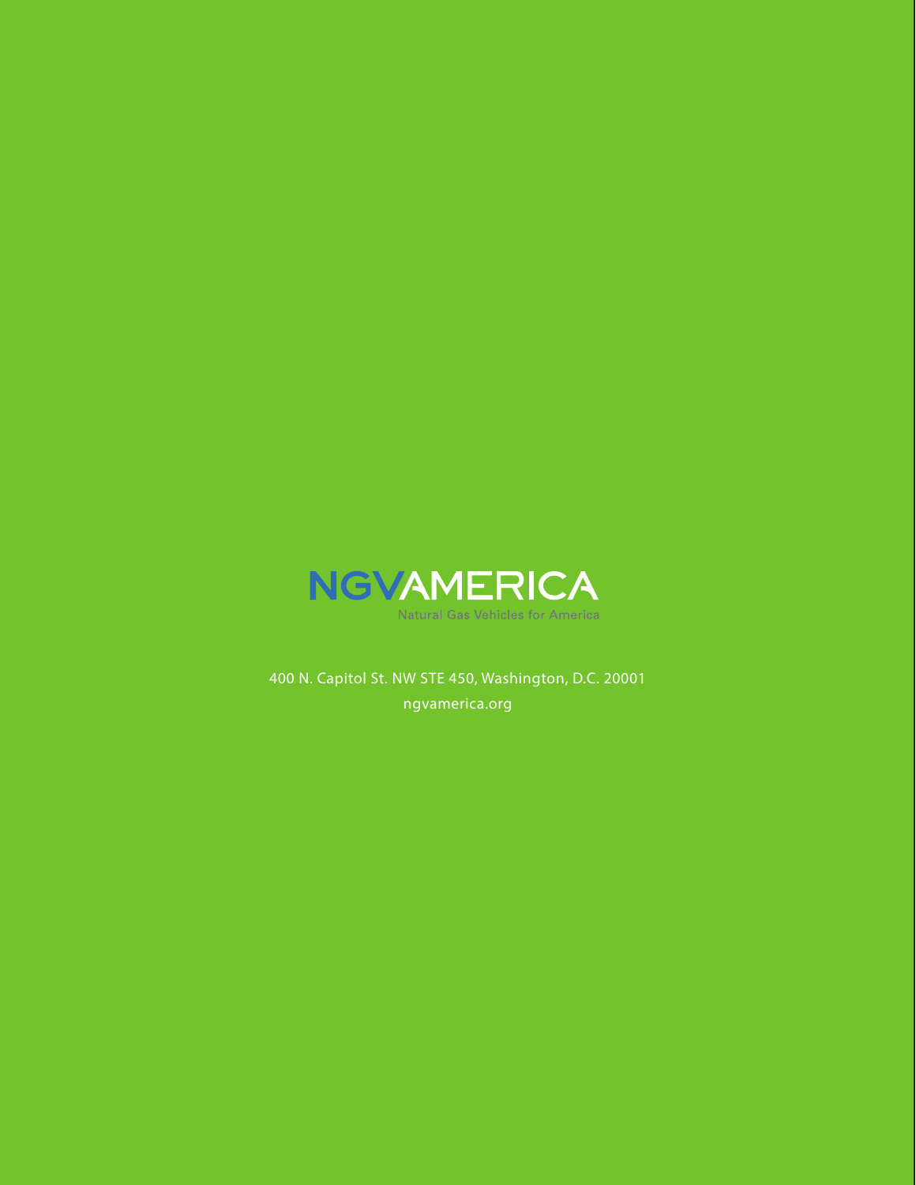NGVAMERICA

Natural Gas Vehicles for America

400 N. Capitol St. NW STE 450, Washington, D.C. 20001

ngvamerica.org